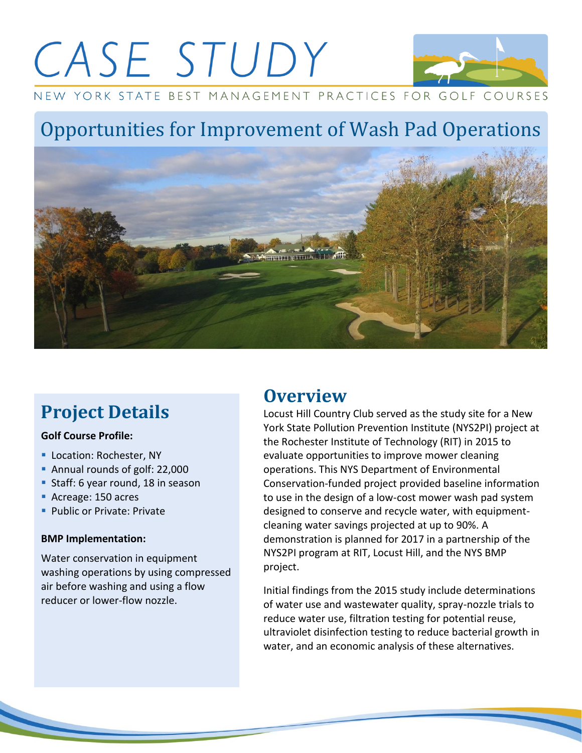# CASE STUDY

NEW YORK STATE BEST MANAGEMENT PRACTICES FOR GOLF COURSES

## Opportunities for Improvement of Wash Pad Operations

## Overview

Locust Hill Country Club served as the study site for a New York State Pollution Prevention Institute (NYS2PI) project at the Rochester Institute of Technology (RIT) in 2015 to evaluate opportunities to improve mower cleaning operations. This NYS Department of Environmental Conservation-funded project provided baseline information to use in the design of a low-cost mower wash pad system designed to conserve and recycle water, with equipment-cleaning water savings projected at up to 90%. A demonstration is planned for 2017 in a partnership of the NYS2PI program at RIT, Locust Hill, and the NYS BMP project.

Initial findings from the 2015 study include determinations of water use and wastewater quality, spray-nozzle trials to reduce water use, filtration testing for potential reuse, ultraviolet disinfection testing to reduce bacterial growth in water, and an economic analysis of these alternatives.

## Project Details

**Golf Course Profile:**

- Location: Rochester, NY
- Annual rounds of golf: 22,000
- Staff: 6 year round, 18 in season
- Acreage: 150 acres
- Public or Private: Private

**BMP Implementation:**

Water conservation in equipment washing operations by using compressed air before washing and using a flow reducer or lower-flow nozzle.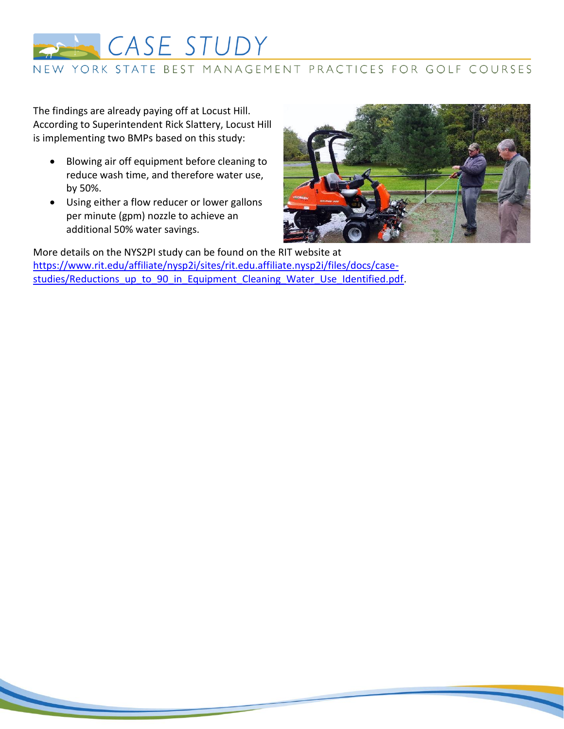The findings are already paying off at Locust Hill. According to Superintendent Rick Slattery, Locust Hill is implementing two BMPs based on this study:

- Blowing air off equipment before cleaning to reduce wash time, and therefore water use, by 50%.
- Using either a flow reducer or lower gallons per minute (gpm) nozzle to achieve an additional 50% water savings.

More details on the NYS2PI study can be found on the RIT website at [https://www.rit.edu/affiliate/nysp2i/sites/rit.edu.affiliate.nysp2i/files/docs/case-studies/Reductions_up_to_90_in_Equipment_Cleaning_Water_Use_Identified.pdf](https://www.rit.edu/affiliate/nysp2i/sites/rit.edu.affiliate.nysp2i/files/docs/case-studies/Reductions_up_to_90_in_Equipment_Cleaning_Water_Use_Identified.pdf).